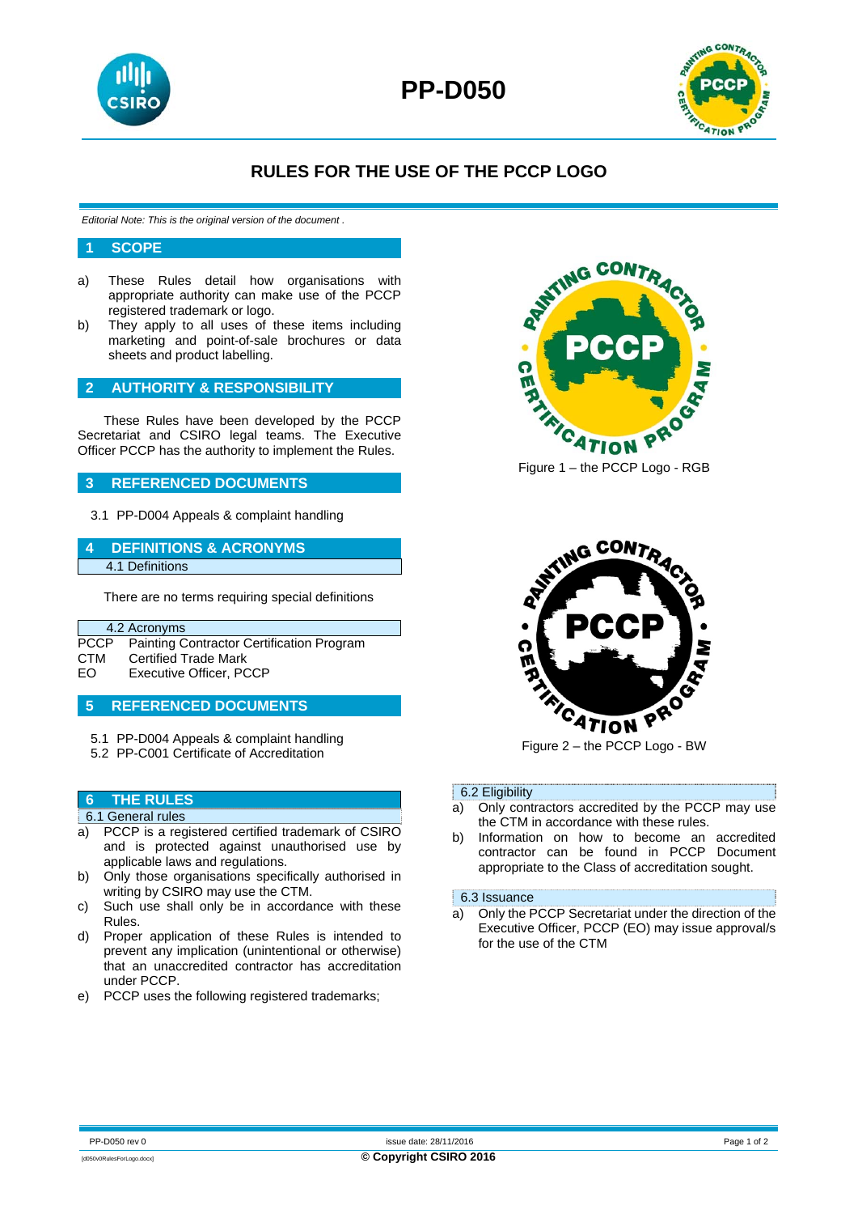# PP-D050

## RULES FOR THE USE OF THE PCCP LOGO

*Editorial Note: This is the original version of the document .*

## 1 SCOPE

a) These Rules detail how organisations with appropriate authority can make use of the PCCP registered trademark or logo.

b) They apply to all uses of these items including marketing and point-of-sale brochures or data sheets and product labelling.

## 2 AUTHORITY & RESPONSIBILITY

These Rules have been developed by the PCCP Secretariat and CSIRO legal teams. The Executive Officer PCCP has the authority to implement the Rules.

## 3 REFERENCED DOCUMENTS

3.1 PP-D004 Appeals & complaint handling

## 4 DEFINITIONS & ACRONYMS

### 4.1 Definitions

There are no terms requiring special definitions

### 4.2 Acronyms

PCCP Painting Contractor Certification Program
CTM Certified Trade Mark
EO Executive Officer, PCCP

## 5 REFERENCED DOCUMENTS

5.1 PP-D004 Appeals & complaint handling
5.2 PP-C001 Certificate of Accreditation

## 6 THE RULES

### 6.1 General rules

a) PCCP is a registered certified trademark of CSIRO and is protected against unauthorised use by applicable laws and regulations.

b) Only those organisations specifically authorised in writing by CSIRO may use the CTM.

c) Such use shall only be in accordance with these Rules.

d) Proper application of these Rules is intended to prevent any implication (unintentional or otherwise) that an unaccredited contractor has accreditation under PCCP.

e) PCCP uses the following registered trademarks;

Figure 1 – the PCCP Logo - RGB

Figure 2 – the PCCP Logo - BW

### 6.2 Eligibility

a) Only contractors accredited by the PCCP may use the CTM in accordance with these rules.

b) Information on how to become an accredited contractor can be found in PCCP Document appropriate to the Class of accreditation sought.

### 6.3 Issuance

a) Only the PCCP Secretariat under the direction of the Executive Officer, PCCP (EO) may issue approval/s for the use of the CTM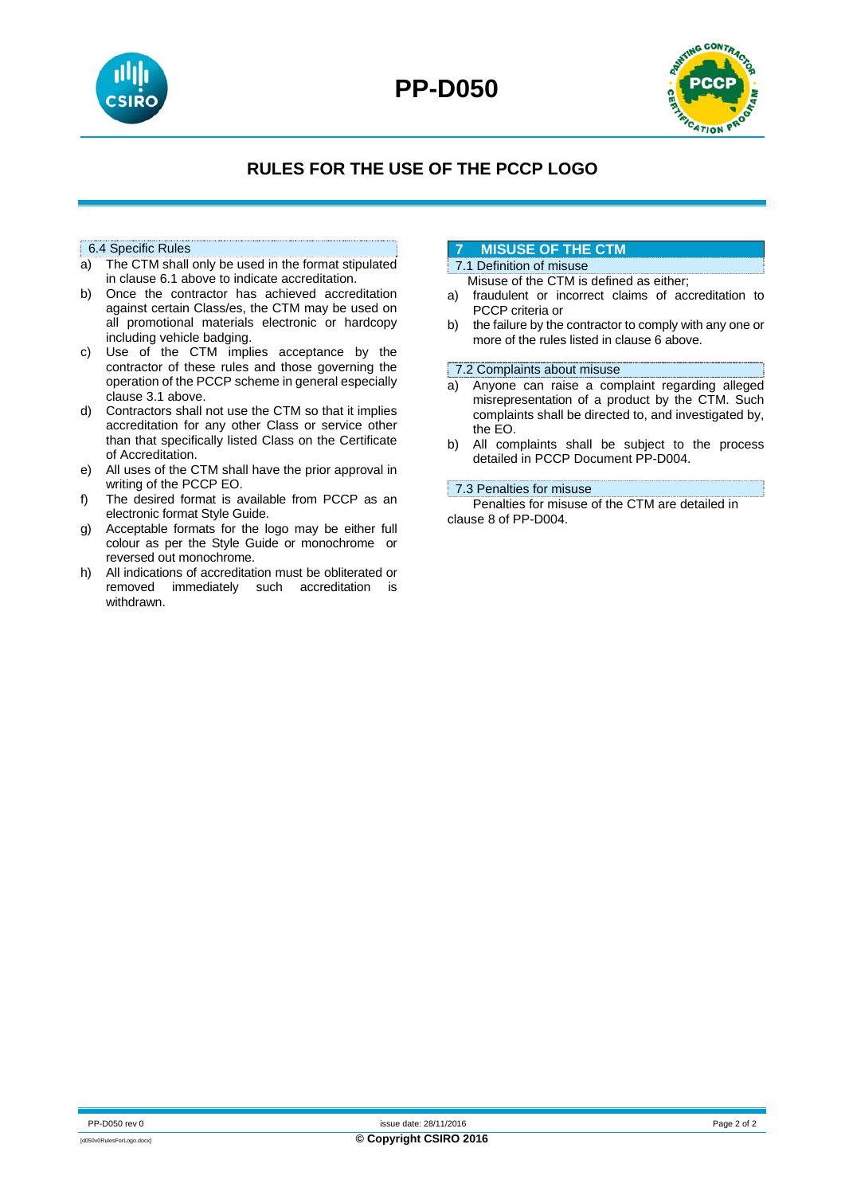### 6.4 Specific Rules

a) The CTM shall only be used in the format stipulated in clause 6.1 above to indicate accreditation.
b) Once the contractor has achieved accreditation against certain Class/es, the CTM may be used on all promotional materials electronic or hardcopy including vehicle badging.
c) Use of the CTM implies acceptance by the contractor of these rules and those governing the operation of the PCCP scheme in general especially clause 3.1 above.
d) Contractors shall not use the CTM so that it implies accreditation for any other Class or service other than that specifically listed Class on the Certificate of Accreditation.
e) All uses of the CTM shall have the prior approval in writing of the PCCP EO.
f) The desired format is available from PCCP as an electronic format Style Guide.
g) Acceptable formats for the logo may be either full colour as per the Style Guide or monochrome or reversed out monochrome.
h) All indications of accreditation must be obliterated or removed immediately such accreditation is withdrawn.

## 7 MISUSE OF THE CTM

### 7.1 Definition of misuse

Misuse of the CTM is defined as either;

a) fraudulent or incorrect claims of accreditation to PCCP criteria or
b) the failure by the contractor to comply with any one or more of the rules listed in clause 6 above.

### 7.2 Complaints about misuse

a) Anyone can raise a complaint regarding alleged misrepresentation of a product by the CTM. Such complaints shall be directed to, and investigated by, the EO.
b) All complaints shall be subject to the process detailed in PCCP Document PP-D004.

### 7.3 Penalties for misuse

Penalties for misuse of the CTM are detailed in clause 8 of PP-D004.